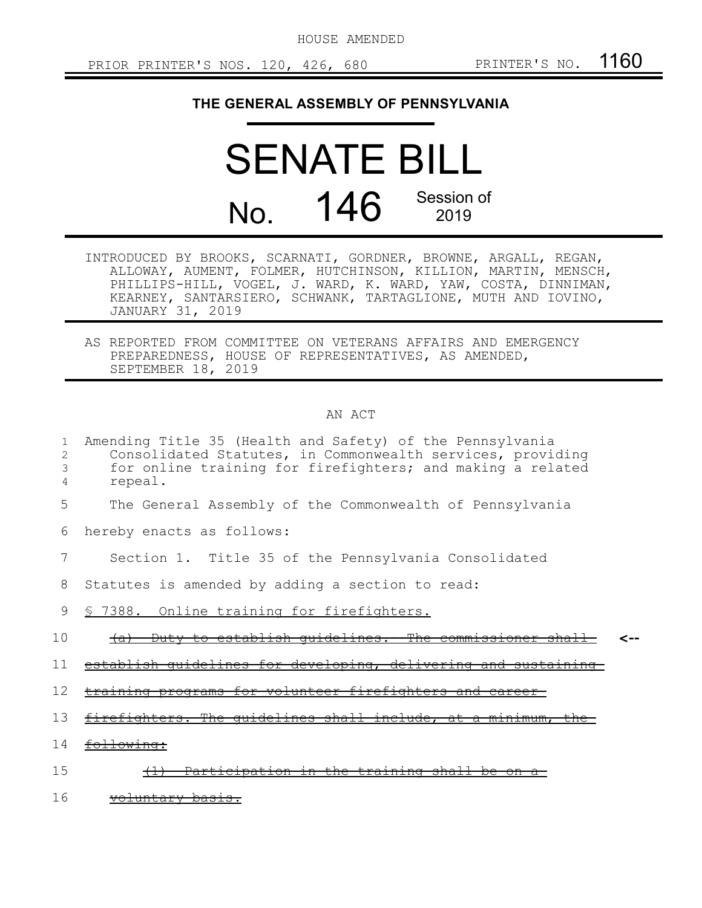HOUSE AMENDED

PRIOR PRINTER'S NOS. 120, 426, 680 PRINTER'S NO. 1160

**THE GENERAL ASSEMBLY OF PENNSYLVANIA**

# SENATE BILL

# No. 146 Session of 2019

INTRODUCED BY BROOKS, SCARNATI, GORDNER, BROWNE, ARGALL, REGAN, ALLOWAY, AUMENT, FOLMER, HUTCHINSON, KILLION, MARTIN, MENSCH, PHILLIPS-HILL, VOGEL, J. WARD, K. WARD, YAW, COSTA, DINNIMAN, KEARNEY, SANTARSIERO, SCHWANK, TARTAGLIONE, MUTH AND IOVINO, JANUARY 31, 2019

AS REPORTED FROM COMMITTEE ON VETERANS AFFAIRS AND EMERGENCY PREPAREDNESS, HOUSE OF REPRESENTATIVES, AS AMENDED, SEPTEMBER 18, 2019

AN ACT

1 Amending Title 35 (Health and Safety) of the Pennsylvania
2 Consolidated Statutes, in Commonwealth services, providing
3 for online training for firefighters; and making a related
4 repeal.

5 The General Assembly of the Commonwealth of Pennsylvania
6 hereby enacts as follows:

7 Section 1. Title 35 of the Pennsylvania Consolidated
8 Statutes is amended by adding a section to read:

9 <u>§ 7388. Online training for firefighters.</u>

10 ~~(a) Duty to establish guidelines. The commissioner shall~~ <--
11 ~~establish guidelines for developing, delivering and sustaining~~
12 ~~training programs for volunteer firefighters and career~~
13 ~~firefighters. The guidelines shall include, at a minimum, the~~
14 ~~following:~~

15 ~~(1) Participation in the training shall be on a~~
16 ~~voluntary basis.~~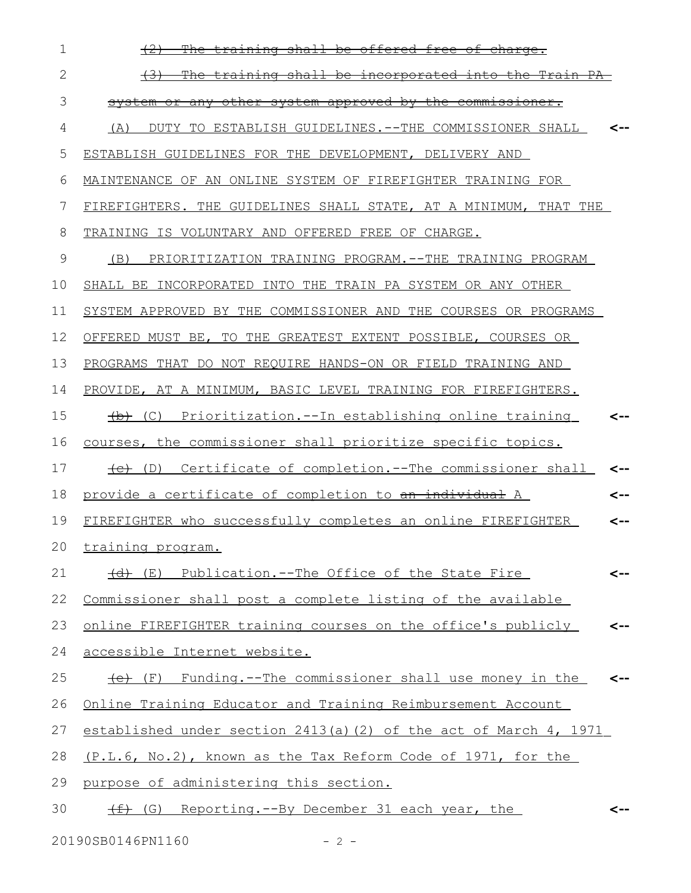~~(2) The training shall be offered free of charge.~~

~~(3) The training shall be incorporated into the Train PA system or any other system approved by the commissioner.~~

(A) DUTY TO ESTABLISH GUIDELINES.--THE COMMISSIONER SHALL ESTABLISH GUIDELINES FOR THE DEVELOPMENT, DELIVERY AND MAINTENANCE OF AN ONLINE SYSTEM OF FIREFIGHTER TRAINING FOR FIREFIGHTERS. THE GUIDELINES SHALL STATE, AT A MINIMUM, THAT THE TRAINING IS VOLUNTARY AND OFFERED FREE OF CHARGE.

(B) PRIORITIZATION TRAINING PROGRAM.--THE TRAINING PROGRAM SHALL BE INCORPORATED INTO THE TRAIN PA SYSTEM OR ANY OTHER SYSTEM APPROVED BY THE COMMISSIONER AND THE COURSES OR PROGRAMS OFFERED MUST BE, TO THE GREATEST EXTENT POSSIBLE, COURSES OR PROGRAMS THAT DO NOT REQUIRE HANDS-ON OR FIELD TRAINING AND PROVIDE, AT A MINIMUM, BASIC LEVEL TRAINING FOR FIREFIGHTERS.

~~(b)~~ (C) Prioritization.--In establishing online training courses, the commissioner shall prioritize specific topics.

~~(c)~~ (D) Certificate of completion.--The commissioner shall provide a certificate of completion to ~~an individual~~ A FIREFIGHTER who successfully completes an online FIREFIGHTER training program.

~~(d)~~ (E) Publication.--The Office of the State Fire Commissioner shall post a complete listing of the available online FIREFIGHTER training courses on the office's publicly accessible Internet website.

~~(e)~~ (F) Funding.--The commissioner shall use money in the Online Training Educator and Training Reimbursement Account established under section 2413(a)(2) of the act of March 4, 1971 (P.L.6, No.2), known as the Tax Reform Code of 1971, for the purpose of administering this section.

~~(f)~~ (G) Reporting.--By December 31 each year, the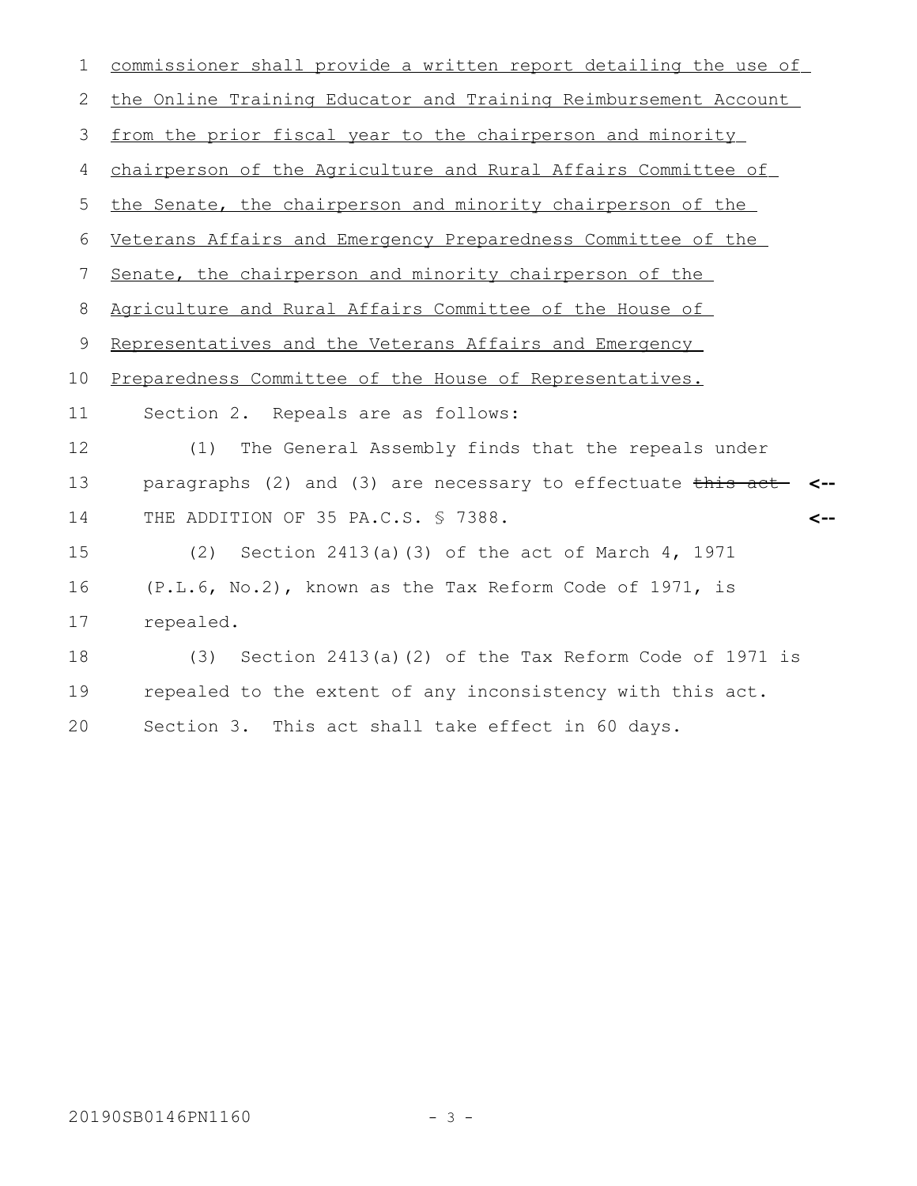commissioner shall provide a written report detailing the use of the Online Training Educator and Training Reimbursement Account from the prior fiscal year to the chairperson and minority chairperson of the Agriculture and Rural Affairs Committee of the Senate, the chairperson and minority chairperson of the Veterans Affairs and Emergency Preparedness Committee of the Senate, the chairperson and minority chairperson of the Agriculture and Rural Affairs Committee of the House of Representatives and the Veterans Affairs and Emergency Preparedness Committee of the House of Representatives.

Section 2. Repeals are as follows:

(1) The General Assembly finds that the repeals under paragraphs (2) and (3) are necessary to effectuate ~~this act~~ THE ADDITION OF 35 PA.C.S. § 7388.

(2) Section 2413(a)(3) of the act of March 4, 1971 (P.L.6, No.2), known as the Tax Reform Code of 1971, is repealed.

(3) Section 2413(a)(2) of the Tax Reform Code of 1971 is repealed to the extent of any inconsistency with this act.

Section 3. This act shall take effect in 60 days.